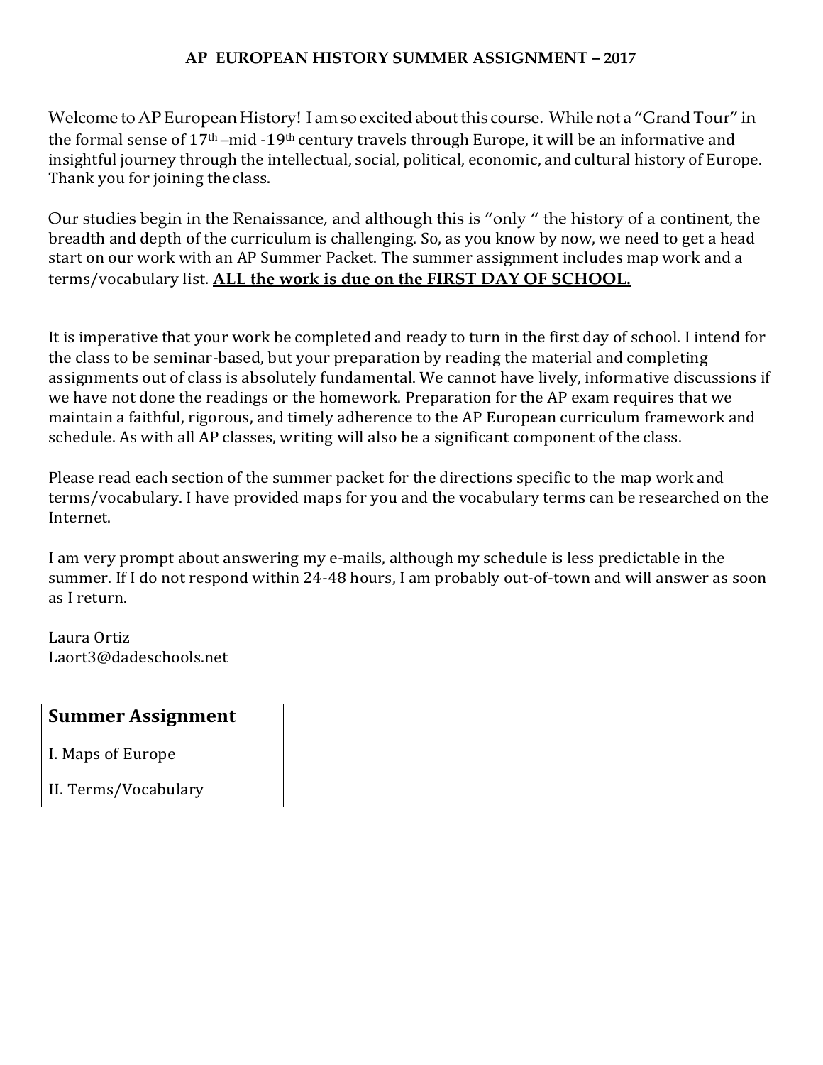# AP EUROPEAN HISTORY SUMMER ASSIGNMENT – 2017

Welcome to AP European History! I am so excited about this course. While not a "Grand Tour" in the formal sense of 17th –mid -19th century travels through Europe, it will be an informative and insightful journey through the intellectual, social, political, economic, and cultural history of Europe. Thank you for joining the class.

Our studies begin in the Renaissance, and although this is "only " the history of a continent, the breadth and depth of the curriculum is challenging. So, as you know by now, we need to get a head start on our work with an AP Summer Packet. The summer assignment includes map work and a terms/vocabulary list. **ALL the work is due on the FIRST DAY OF SCHOOL.**

It is imperative that your work be completed and ready to turn in the first day of school. I intend for the class to be seminar-based, but your preparation by reading the material and completing assignments out of class is absolutely fundamental. We cannot have lively, informative discussions if we have not done the readings or the homework. Preparation for the AP exam requires that we maintain a faithful, rigorous, and timely adherence to the AP European curriculum framework and schedule. As with all AP classes, writing will also be a significant component of the class.

Please read each section of the summer packet for the directions specific to the map work and terms/vocabulary. I have provided maps for you and the vocabulary terms can be researched on the Internet.

I am very prompt about answering my e-mails, although my schedule is less predictable in the summer. If I do not respond within 24-48 hours, I am probably out-of-town and will answer as soon as I return.

Laura Ortiz
Laort3@dadeschools.net

**Summer Assignment**

I. Maps of Europe

II. Terms/Vocabulary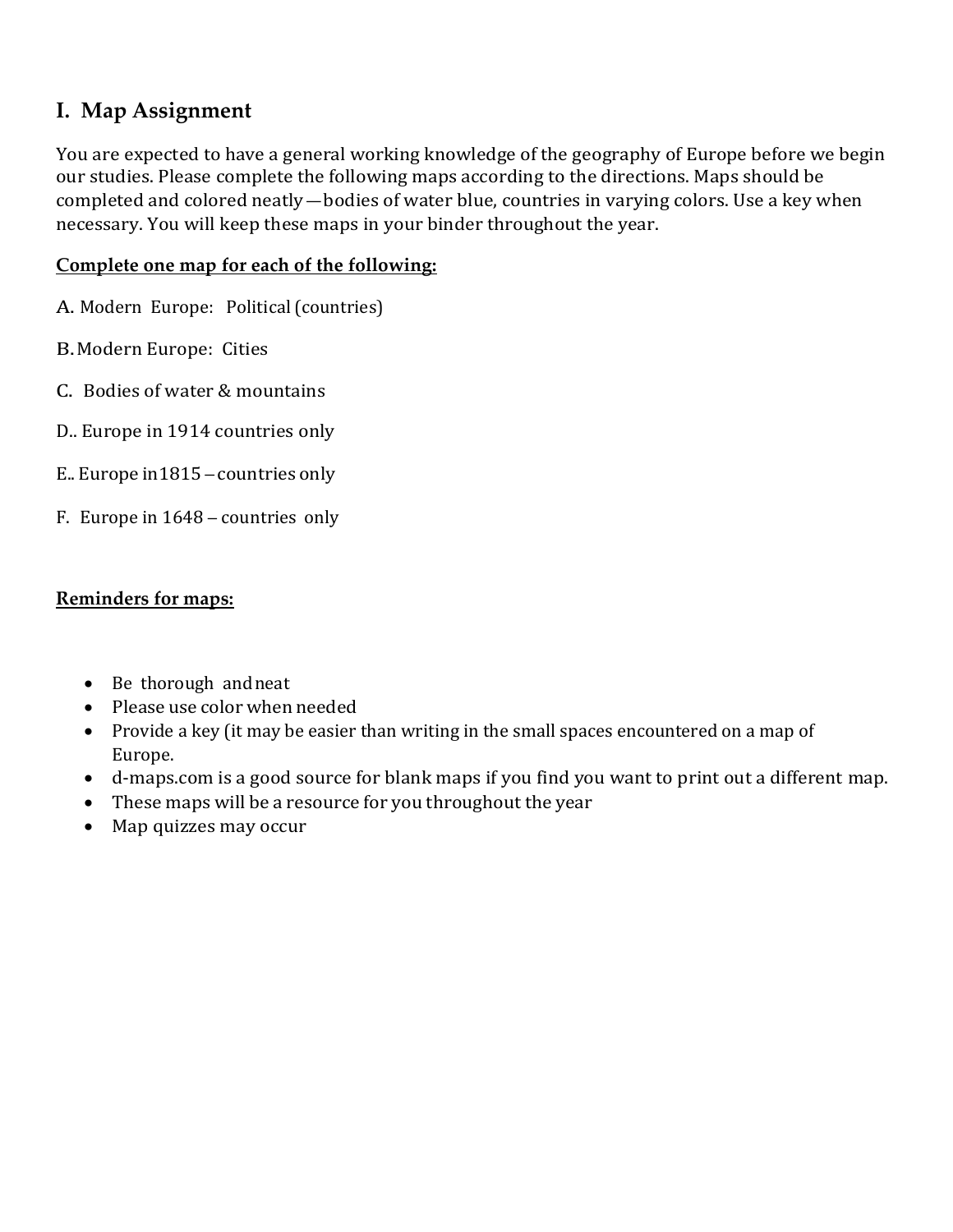## I. Map Assignment

You are expected to have a general working knowledge of the geography of Europe before we begin our studies. Please complete the following maps according to the directions. Maps should be completed and colored neatly—bodies of water blue, countries in varying colors. Use a key when necessary. You will keep these maps in your binder throughout the year.

**Complete one map for each of the following:**

A. Modern Europe: Political (countries)

B. Modern Europe: Cities

C. Bodies of water & mountains

D.. Europe in 1914 countries only

E.. Europe in1815 – countries only

F. Europe in 1648 – countries only

**Reminders for maps:**

- Be thorough and neat
- Please use color when needed
- Provide a key (it may be easier than writing in the small spaces encountered on a map of Europe.
- d-maps.com is a good source for blank maps if you find you want to print out a different map.
- These maps will be a resource for you throughout the year
- Map quizzes may occur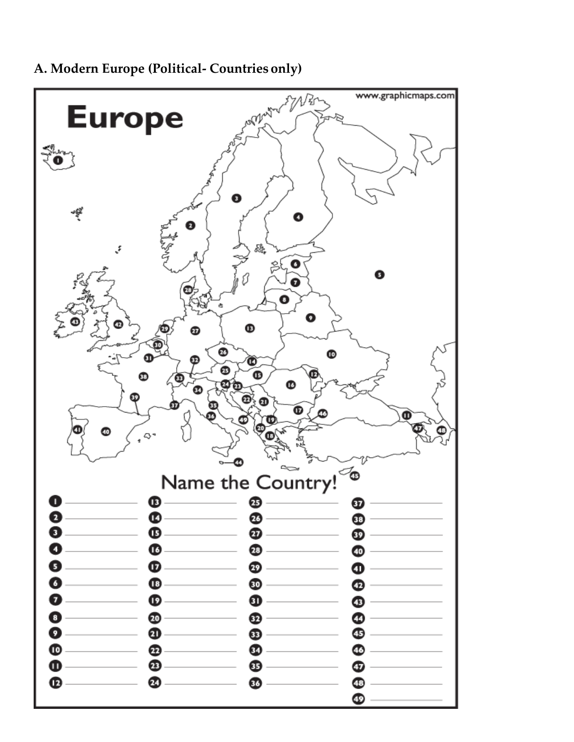A. Modern Europe (Political- Countries only)

www.graphicmaps.com

# Europe

## Name the Country!

1. ____________
2. ____________
3. ____________
4. ____________
5. ____________
6. ____________
7. ____________
8. ____________
9. ____________
10. ____________
11. ____________
12. ____________
13. ____________
14. ____________
15. ____________
16. ____________
17. ____________
18. ____________
19. ____________
20. ____________
21. ____________
22. ____________
23. ____________
24. ____________
25. ____________
26. ____________
27. ____________
28. ____________
29. ____________
30. ____________
31. ____________
32. ____________
33. ____________
34. ____________
35. ____________
36. ____________
37. ____________
38. ____________
39. ____________
40. ____________
41. ____________
42. ____________
43. ____________
44. ____________
45. ____________
46. ____________
47. ____________
48. ____________
49. ____________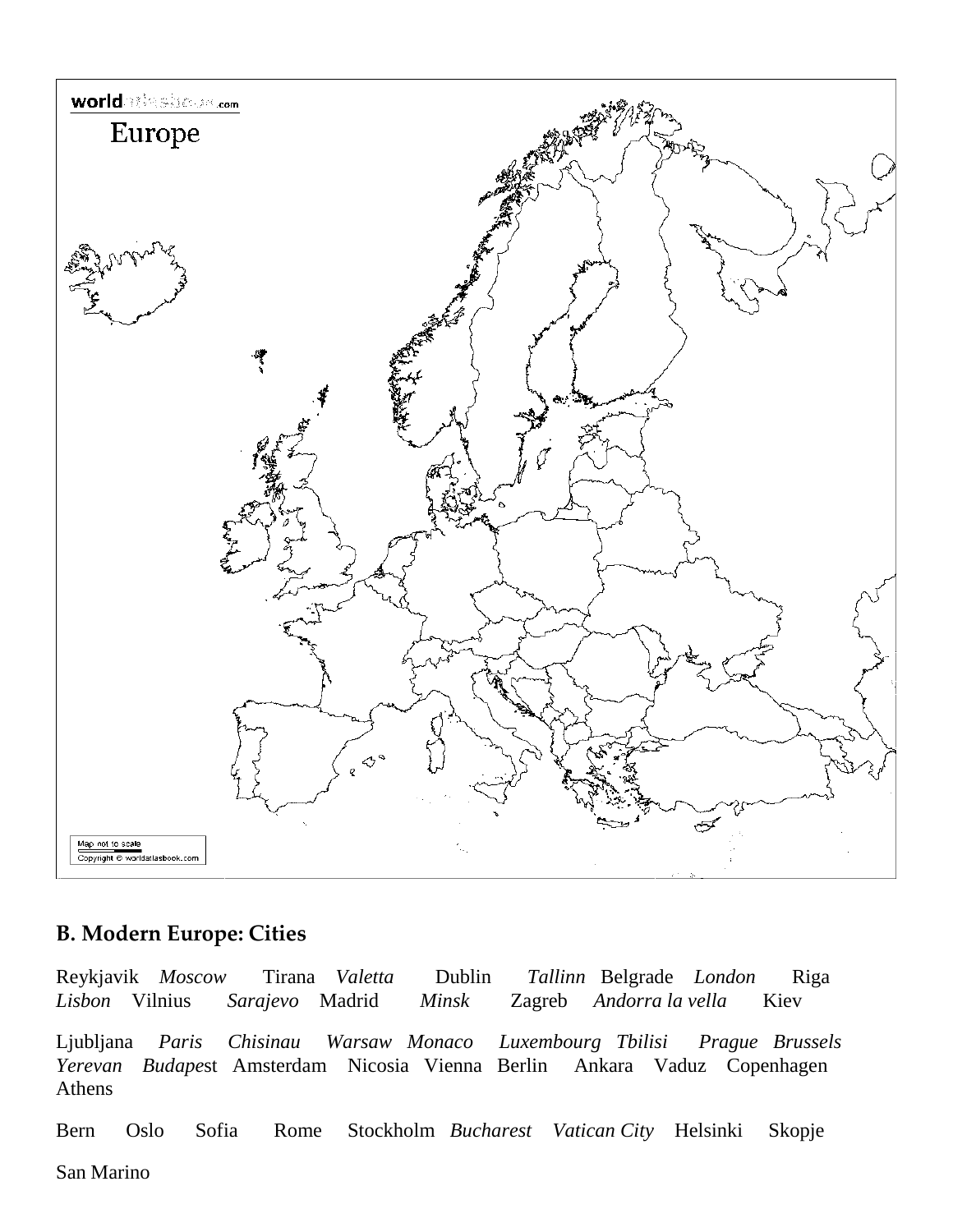## B. Modern Europe: Cities

Reykjavik *Moscow* Tirana *Valetta* Dublin *Tallinn* Belgrade *London* Riga *Lisbon* Vilnius *Sarajevo* Madrid *Minsk* Zagreb *Andorra la vella* Kiev

Ljubljana *Paris* *Chisinau* *Warsaw* *Monaco* *Luxembourg* *Tbilisi* *Prague* *Brussels* *Yerevan* *Budape*st Amsterdam Nicosia Vienna Berlin Ankara Vaduz Copenhagen Athens

Bern Oslo Sofia Rome Stockholm *Bucharest* *Vatican City* Helsinki Skopje

San Marino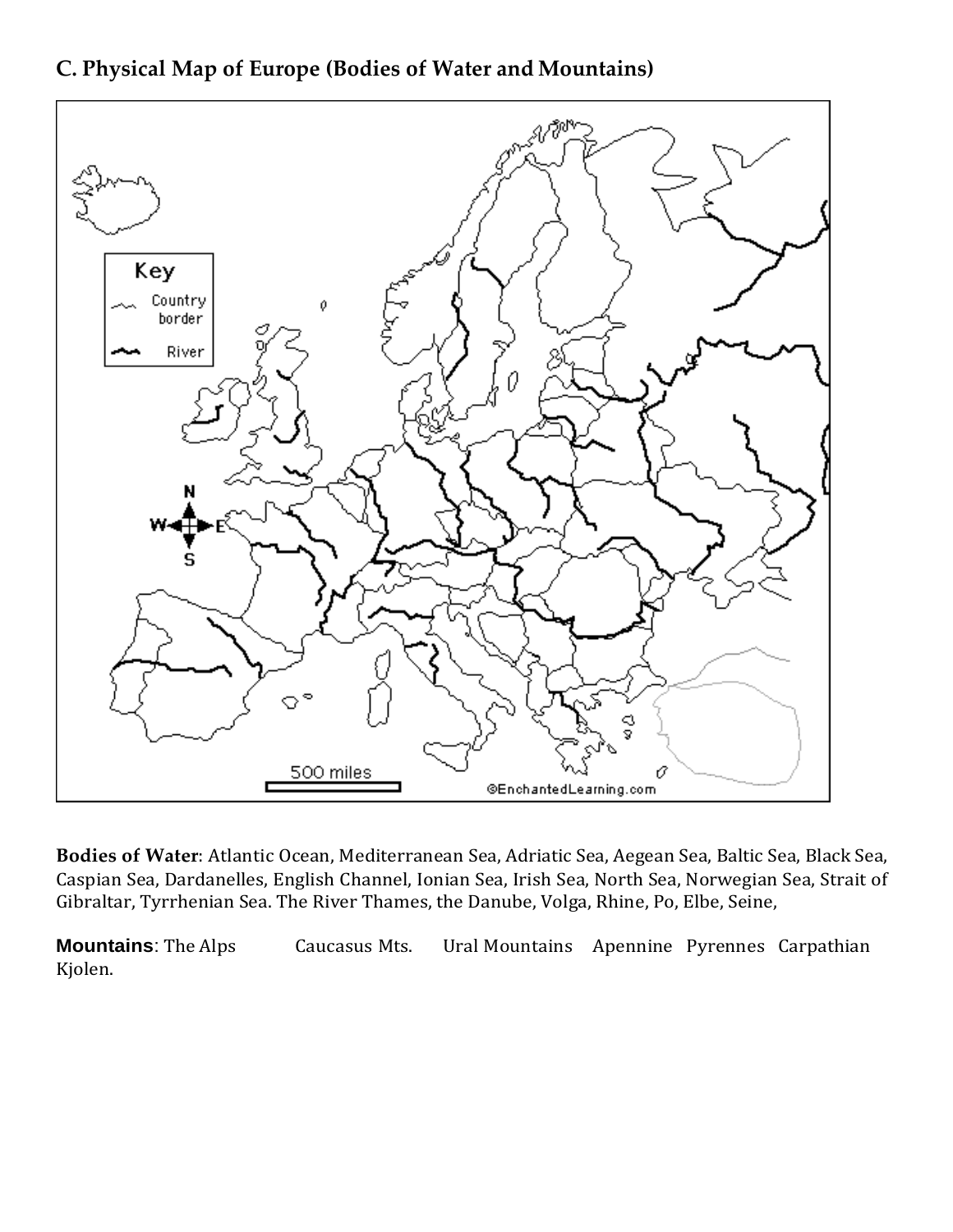## C. Physical Map of Europe (Bodies of Water and Mountains)

**Bodies of Water**: Atlantic Ocean, Mediterranean Sea, Adriatic Sea, Aegean Sea, Baltic Sea, Black Sea, Caspian Sea, Dardanelles, English Channel, Ionian Sea, Irish Sea, North Sea, Norwegian Sea, Strait of Gibraltar, Tyrrhenian Sea. The River Thames, the Danube, Volga, Rhine, Po, Elbe, Seine,

**Mountains**: The Alps Caucasus Mts. Ural Mountains Apennine Pyrennes Carpathian Kjolen.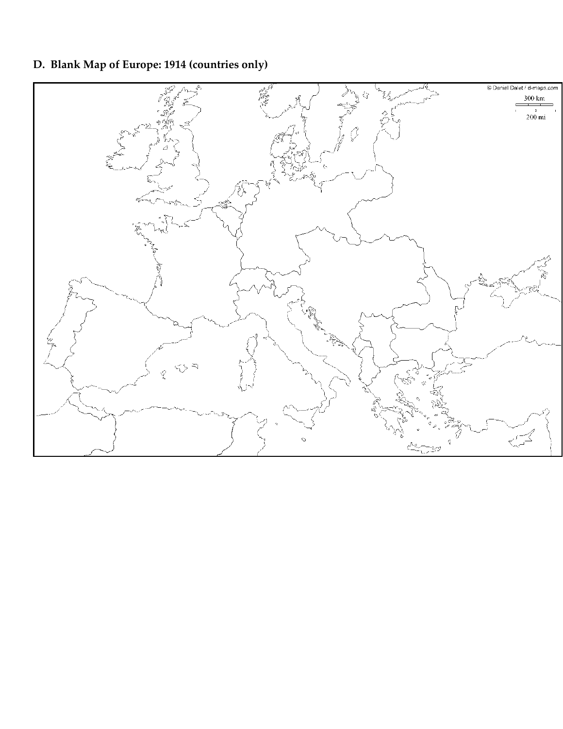**D. Blank Map of Europe: 1914 (countries only)**

© Daniel Dalet / d-maps.com

300 km

200 mi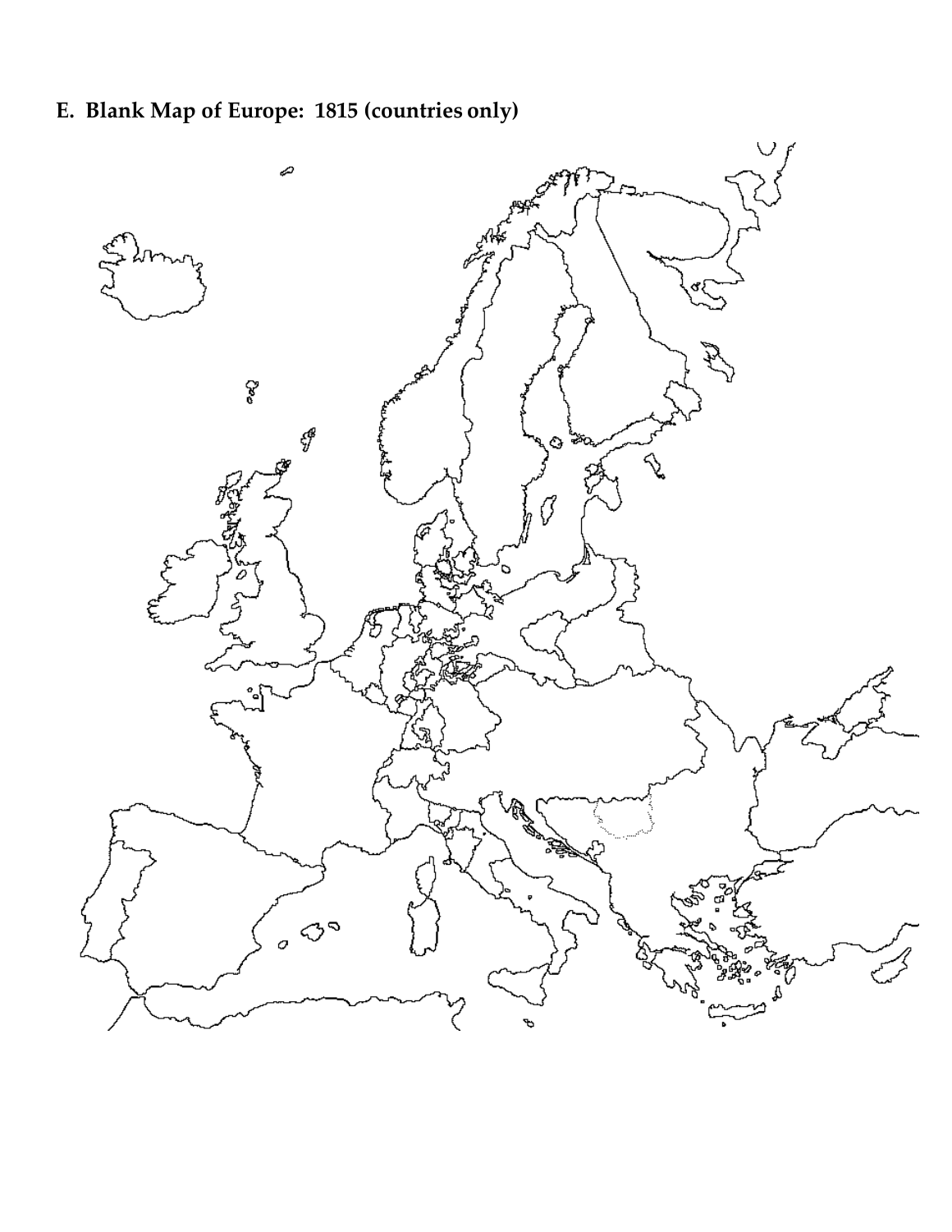## E. Blank Map of Europe: 1815 (countries only)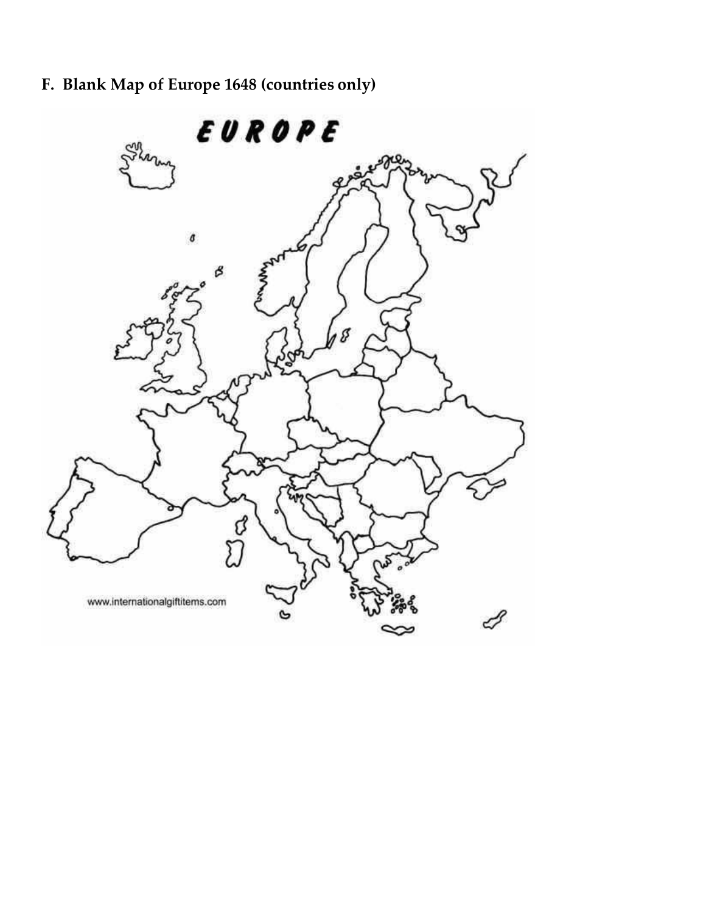**F. Blank Map of Europe 1648 (countries only)**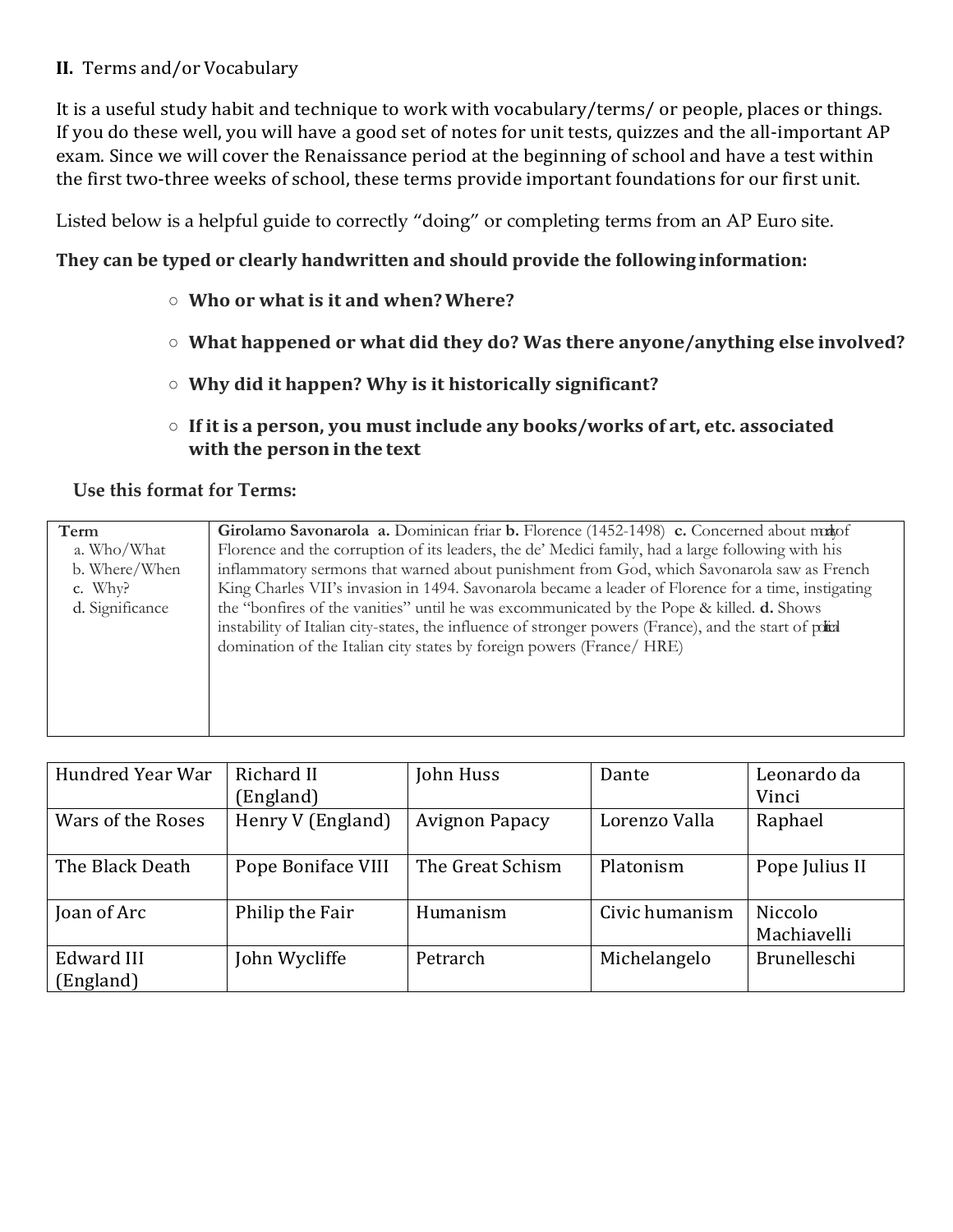**II.** Terms and/or Vocabulary

It is a useful study habit and technique to work with vocabulary/terms/ or people, places or things. If you do these well, you will have a good set of notes for unit tests, quizzes and the all-important AP exam. Since we will cover the Renaissance period at the beginning of school and have a test within the first two-three weeks of school, these terms provide important foundations for our first unit.

Listed below is a helpful guide to correctly "doing" or completing terms from an AP Euro site.

**They can be typed or clearly handwritten and should provide the following information:**

- **Who or what is it and when? Where?**
- **What happened or what did they do? Was there anyone/anything else involved?**
- **Why did it happen? Why is it historically significant?**
- **If it is a person, you must include any books/works of art, etc. associated with the person in the text**

**Use this format for Terms:**

| | |
|---|---|
| Term<br>a. Who/What<br>b. Where/When<br>c. Why?<br>d. Significance | **Girolamo Savonarola a.** Dominican friar **b.** Florence (1452-1498) **c.** Concerned about morality of Florence and the corruption of its leaders, the de' Medici family, had a large following with his inflammatory sermons that warned about punishment from God, which Savonarola saw as French King Charles VII's invasion in 1494. Savonarola became a leader of Florence for a time, instigating the "bonfires of the vanities" until he was excommunicated by the Pope & killed. **d.** Shows instability of Italian city-states, the influence of stronger powers (France), and the start of political domination of the Italian city states by foreign powers (France/ HRE) |

| | | | | |
|---|---|---|---|---|
| Hundred Year War | Richard II (England) | John Huss | Dante | Leonardo da Vinci |
| Wars of the Roses | Henry V (England) | Avignon Papacy | Lorenzo Valla | Raphael |
| The Black Death | Pope Boniface VIII | The Great Schism | Platonism | Pope Julius II |
| Joan of Arc | Philip the Fair | Humanism | Civic humanism | Niccolo Machiavelli |
| Edward III (England) | John Wycliffe | Petrarch | Michelangelo | Brunelleschi |